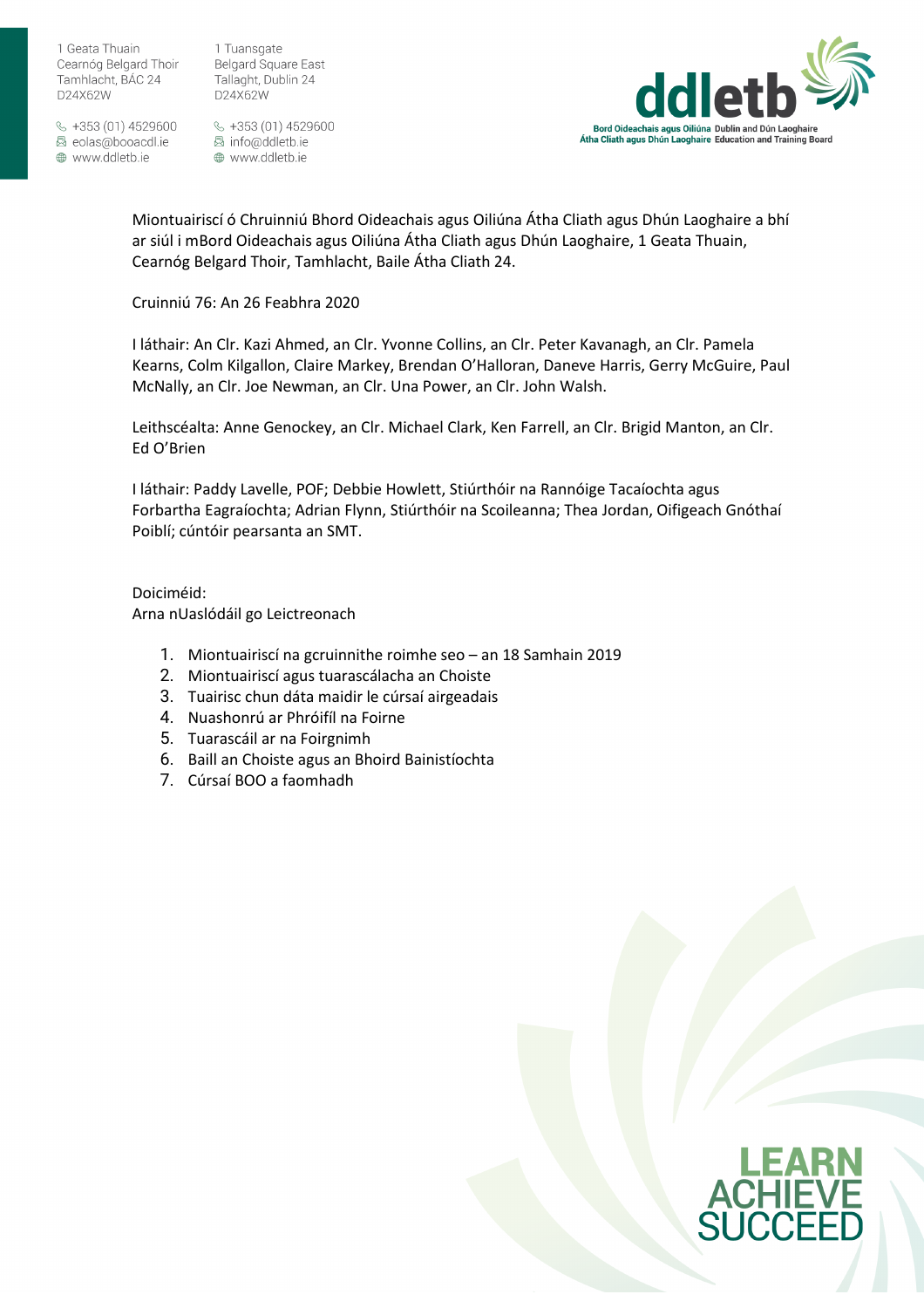1 Geata Thuain
Cearnóg Belgard Thoir
Tamhlacht, BÁC 24
D24X62W

+353 (01) 4529600
eolas@booacdl.ie
www.ddletb.ie

1 Tuansgate
Belgard Square East
Tallaght, Dublin 24
D24X62W

+353 (01) 4529600
info@ddletb.ie
www.ddletb.ie

ddletb
Bord Oideachais agus Oiliúna Átha Cliath agus Dhún Laoghaire
Dublin and Dún Laoghaire Education and Training Board

Miontuairiscí ó Chruinniú Bhord Oideachais agus Oiliúna Átha Cliath agus Dhún Laoghaire a bhí ar siúl i mBord Oideachais agus Oiliúna Átha Cliath agus Dhún Laoghaire, 1 Geata Thuain, Cearnóg Belgard Thoir, Tamhlacht, Baile Átha Cliath 24.

Cruinniú 76: An 26 Feabhra 2020

I láthair: An Clr. Kazi Ahmed, an Clr. Yvonne Collins, an Clr. Peter Kavanagh, an Clr. Pamela Kearns, Colm Kilgallon, Claire Markey, Brendan O'Halloran, Daneve Harris, Gerry McGuire, Paul McNally, an Clr. Joe Newman, an Clr. Una Power, an Clr. John Walsh.

Leithscéalta: Anne Genockey, an Clr. Michael Clark, Ken Farrell, an Clr. Brigid Manton, an Clr. Ed O'Brien

I láthair: Paddy Lavelle, POF; Debbie Howlett, Stiúrthóir na Rannóige Tacaíochta agus Forbartha Eagraíochta; Adrian Flynn, Stiúrthóir na Scoileanna; Thea Jordan, Oifigeach Gnóthaí Poiblí; cúntóir pearsanta an SMT.

Doiciméid:
Arna nUaslódáil go Leictreonach

1. Miontuairiscí na gcruinnithe roimhe seo – an 18 Samhain 2019
2. Miontuairiscí agus tuarascálacha an Choiste
3. Tuairisc chun dáta maidir le cúrsaí airgeadais
4. Nuashonrú ar Phróifíl na Foirne
5. Tuarascáil ar na Foirgnimh
6. Baill an Choiste agus an Bhoird Bainistíochta
7. Cúrsaí BOO a faomhadh

LEARN
ACHIEVE
SUCCEED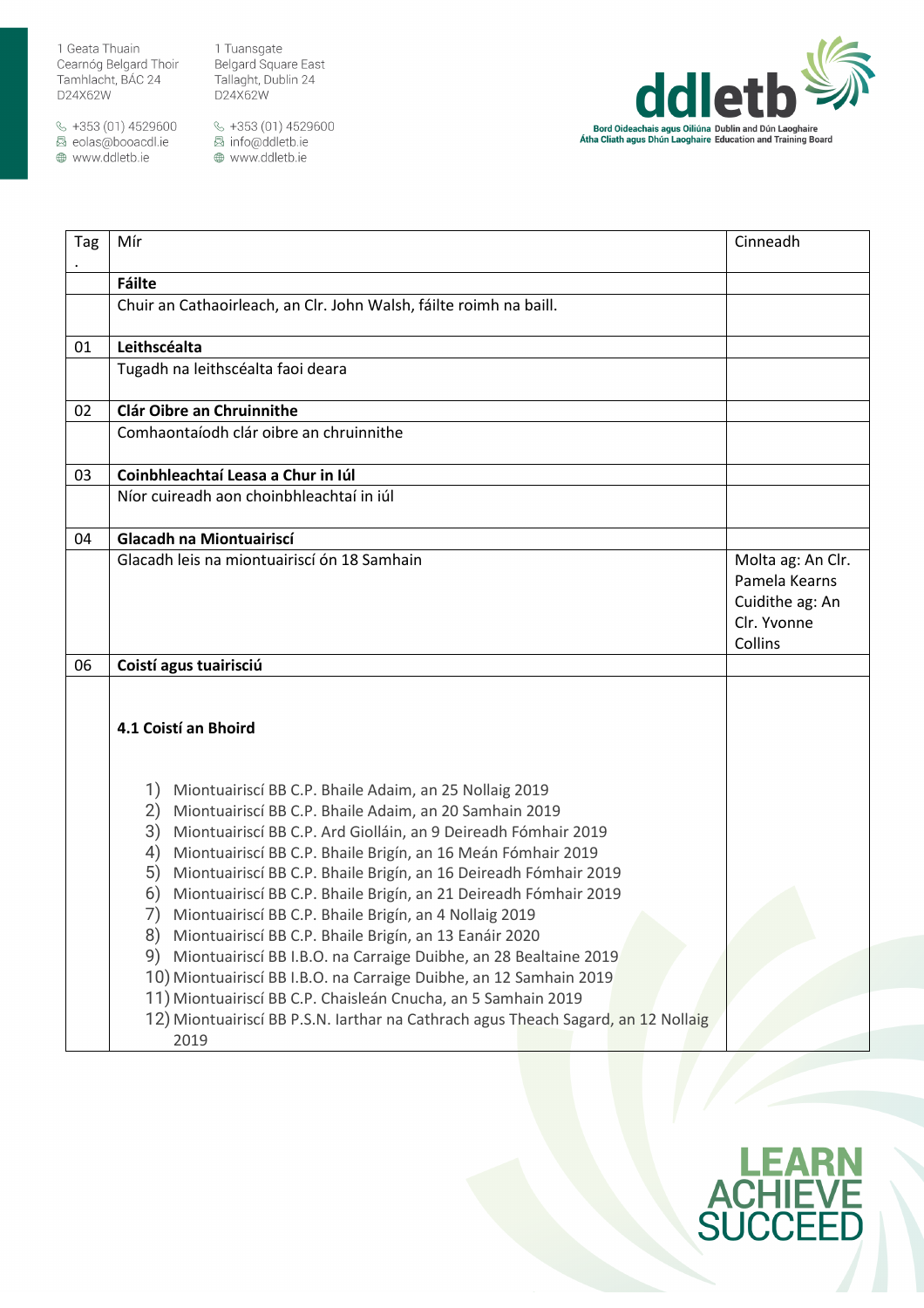| Tag. | Mír | Cinneadh |
|---|---|---|
| | **Fáilte** | |
| | Chuir an Cathaoirleach, an Clr. John Walsh, fáilte roimh na baill. | |
| 01 | **Leithscéalta** | |
| | Tugadh na leithscéalta faoi deara | |
| 02 | **Clár Oibre an Chruinnithe** | |
| | Comhaontaíodh clár oibre an chruinnithe | |
| 03 | **Coinbhleachtaí Leasa a Chur in Iúl** | |
| | Níor cuireadh aon choinbhleachtaí in iúl | |
| 04 | **Glacadh na Miontuairiscí** | |
| | Glacadh leis na miontuairiscí ón 18 Samhain | Molta ag: An Clr. Pamela Kearns Cuidithe ag: An Clr. Yvonne Collins |
| 06 | **Coistí agus tuairisciú** | |
| | **4.1 Coistí an Bhoird**<br><br>1) Miontuairiscí BB C.P. Bhaile Adaim, an 25 Nollaig 2019<br>2) Miontuairiscí BB C.P. Bhaile Adaim, an 20 Samhain 2019<br>3) Miontuairiscí BB C.P. Ard Giolláin, an 9 Deireadh Fómhair 2019<br>4) Miontuairiscí BB C.P. Bhaile Brigín, an 16 Meán Fómhair 2019<br>5) Miontuairiscí BB C.P. Bhaile Brigín, an 16 Deireadh Fómhair 2019<br>6) Miontuairiscí BB C.P. Bhaile Brigín, an 21 Deireadh Fómhair 2019<br>7) Miontuairiscí BB C.P. Bhaile Brigín, an 4 Nollaig 2019<br>8) Miontuairiscí BB C.P. Bhaile Brigín, an 13 Eanáir 2020<br>9) Miontuairiscí BB I.B.O. na Carraige Duibhe, an 28 Bealtaine 2019<br>10) Miontuairiscí BB I.B.O. na Carraige Duibhe, an 12 Samhain 2019<br>11) Miontuairiscí BB C.P. Chaisleán Cnucha, an 5 Samhain 2019<br>12) Miontuairiscí BB P.S.N. Iarthar na Cathrach agus Theach Sagard, an 12 Nollaig 2019 | |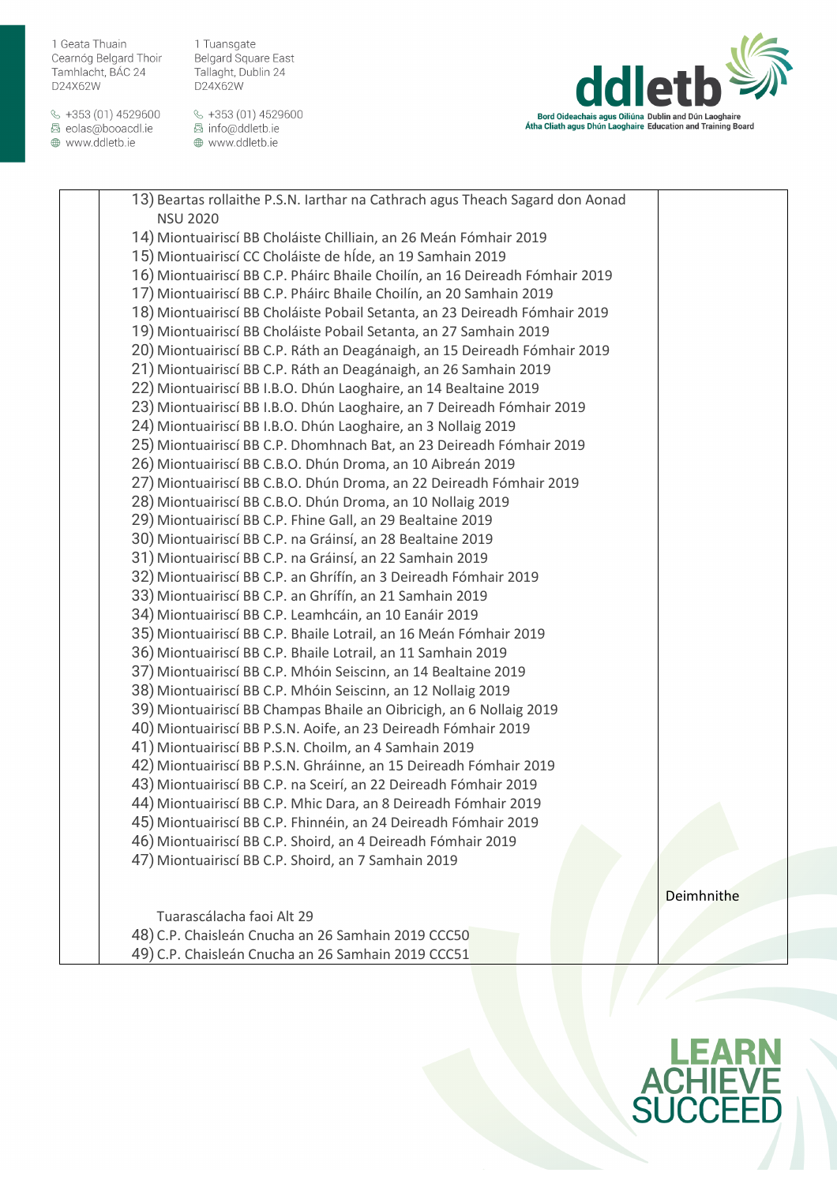| | | |
|---|---|---|
| | 13) Beartas rollaithe P.S.N. Iarthar na Cathrach agus Theach Sagard don Aonad NSU 2020<br>14) Miontuairiscí BB Choláiste Chilliain, an 26 Meán Fómhair 2019<br>15) Miontuairiscí CC Choláiste de hÍde, an 19 Samhain 2019<br>16) Miontuairiscí BB C.P. Pháirc Bhaile Choilín, an 16 Deireadh Fómhair 2019<br>17) Miontuairiscí BB C.P. Pháirc Bhaile Choilín, an 20 Samhain 2019<br>18) Miontuairiscí BB Choláiste Pobail Setanta, an 23 Deireadh Fómhair 2019<br>19) Miontuairiscí BB Choláiste Pobail Setanta, an 27 Samhain 2019<br>20) Miontuairiscí BB C.P. Ráth an Deagánaigh, an 15 Deireadh Fómhair 2019<br>21) Miontuairiscí BB C.P. Ráth an Deagánaigh, an 26 Samhain 2019<br>22) Miontuairiscí BB I.B.O. Dhún Laoghaire, an 14 Bealtaine 2019<br>23) Miontuairiscí BB I.B.O. Dhún Laoghaire, an 7 Deireadh Fómhair 2019<br>24) Miontuairiscí BB I.B.O. Dhún Laoghaire, an 3 Nollaig 2019<br>25) Miontuairiscí BB C.P. Dhomhnach Bat, an 23 Deireadh Fómhair 2019<br>26) Miontuairiscí BB C.B.O. Dhún Droma, an 10 Aibreán 2019<br>27) Miontuairiscí BB C.B.O. Dhún Droma, an 22 Deireadh Fómhair 2019<br>28) Miontuairiscí BB C.B.O. Dhún Droma, an 10 Nollaig 2019<br>29) Miontuairiscí BB C.P. Fhine Gall, an 29 Bealtaine 2019<br>30) Miontuairiscí BB C.P. na Gráinsí, an 28 Bealtaine 2019<br>31) Miontuairiscí BB C.P. na Gráinsí, an 22 Samhain 2019<br>32) Miontuairiscí BB C.P. an Ghrífín, an 3 Deireadh Fómhair 2019<br>33) Miontuairiscí BB C.P. an Ghrífín, an 21 Samhain 2019<br>34) Miontuairiscí BB C.P. Leamhcáin, an 10 Eanáir 2019<br>35) Miontuairiscí BB C.P. Bhaile Lotrail, an 16 Meán Fómhair 2019<br>36) Miontuairiscí BB C.P. Bhaile Lotrail, an 11 Samhain 2019<br>37) Miontuairiscí BB C.P. Mhóin Seiscinn, an 14 Bealtaine 2019<br>38) Miontuairiscí BB C.P. Mhóin Seiscinn, an 12 Nollaig 2019<br>39) Miontuairiscí BB Champas Bhaile an Oibricigh, an 6 Nollaig 2019<br>40) Miontuairiscí BB P.S.N. Aoife, an 23 Deireadh Fómhair 2019<br>41) Miontuairiscí BB P.S.N. Choilm, an 4 Samhain 2019<br>42) Miontuairiscí BB P.S.N. Ghráinne, an 15 Deireadh Fómhair 2019<br>43) Miontuairiscí BB C.P. na Sceirí, an 22 Deireadh Fómhair 2019<br>44) Miontuairiscí BB C.P. Mhic Dara, an 8 Deireadh Fómhair 2019<br>45) Miontuairiscí BB C.P. Fhinnéin, an 24 Deireadh Fómhair 2019<br>46) Miontuairiscí BB C.P. Shoird, an 4 Deireadh Fómhair 2019<br>47) Miontuairiscí BB C.P. Shoird, an 7 Samhain 2019<br><br>Tuarascálacha faoi Alt 29<br>48) C.P. Chaisleán Cnucha an 26 Samhain 2019 CCC50<br>49) C.P. Chaisleán Cnucha an 26 Samhain 2019 CCC51 | Deimhnithe |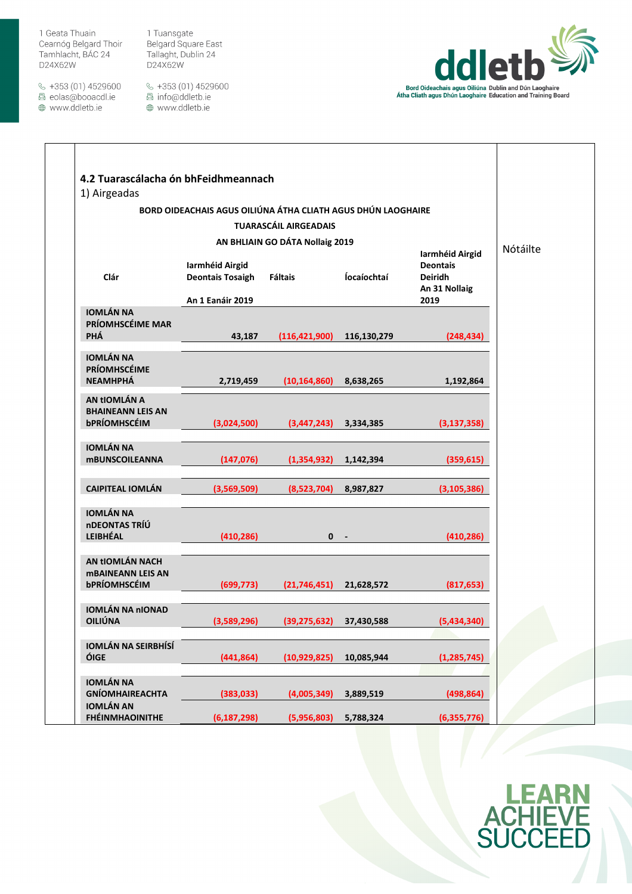## 4.2 Tuarascálacha ón bhFeidhmeannach

1) Airgeadas

**BORD OIDEACHAIS AGUS OILIÚNA ÁTHA CLIATH AGUS DHÚN LAOGHAIRE**

**TUARASCÁIL AIRGEADAIS**

**AN BHLIAIN GO DÁTA Nollaig 2019**

| Clár | Iarmhéid Airgid Deontais Tosaigh An 1 Eanáir 2019 | Fáltais | Íocaíochtaí | Iarmhéid Airgid Deontais Deiridh An 31 Nollaig 2019 | Nótáilte |
|---|---|---|---|---|---|
| IOMLÁN NA PRÍOMHSCÉIME MAR PHÁ | 43,187 | (116,421,900) | 116,130,279 | (248,434) | |
| IOMLÁN NA PRÍOMHSCÉIME NEAMHPHÁ | 2,719,459 | (10,164,860) | 8,638,265 | 1,192,864 | |
| AN tIOMLÁN A BHAINEANN LEIS AN bPRÍOMHSCÉIM | (3,024,500) | (3,447,243) | 3,334,385 | (3,137,358) | |
| IOMLÁN NA mBUNSCOILEANNA | (147,076) | (1,354,932) | 1,142,394 | (359,615) | |
| CAIPITEAL IOMLÁN | (3,569,509) | (8,523,704) | 8,987,827 | (3,105,386) | |
| IOMLÁN NA nDEONTAS TRÍÚ LEIBHÉAL | (410,286) | 0 | - | (410,286) | |
| AN tIOMLÁN NACH mBAINEANN LEIS AN bPRÍOMHSCÉIM | (699,773) | (21,746,451) | 21,628,572 | (817,653) | |
| IOMLÁN NA nIONAD OILIÚNA | (3,589,296) | (39,275,632) | 37,430,588 | (5,434,340) | |
| IOMLÁN NA SEIRBHÍSÍ ÓIGE | (441,864) | (10,929,825) | 10,085,944 | (1,285,745) | |
| IOMLÁN NA GNÍOMHAIREACHTA | (383,033) | (4,005,349) | 3,889,519 | (498,864) | |
| IOMLÁN AN FHÉINMHAOINITHE | (6,187,298) | (5,956,803) | 5,788,324 | (6,355,776) | |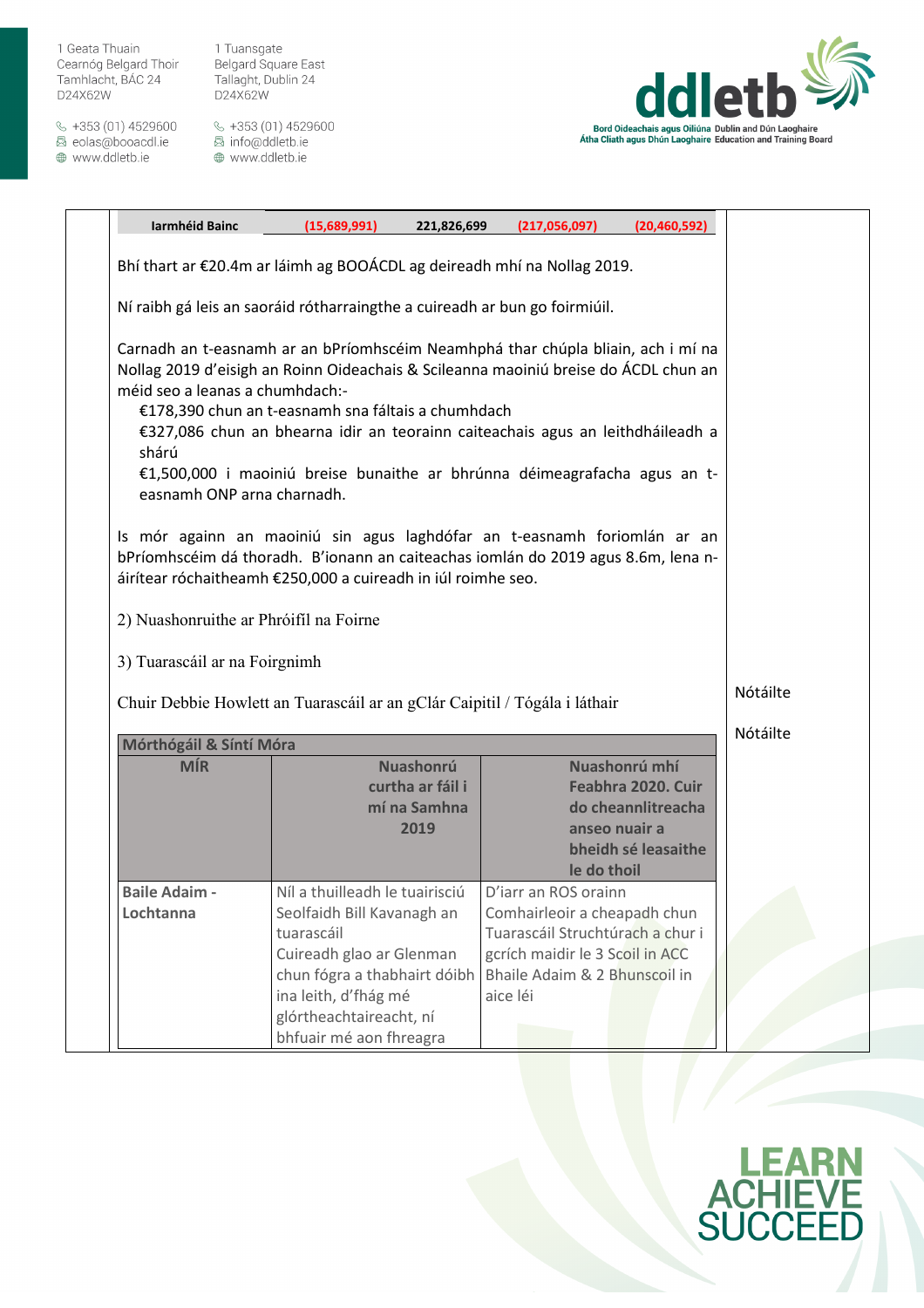| Iarmhéid Bainc | (15,689,991) | 221,826,699 | (217,056,097) | (20,460,592) |
|---|---|---|---|---|

Bhí thart ar €20.4m ar láimh ag BOOÁCDL ag deireadh mhí na Nollag 2019.

Ní raibh gá leis an saoráid rótharraingthe a cuireadh ar bun go foirmiúil.

Carnadh an t-easnamh ar an bPríomhscéim Neamhphá thar chúpla bliain, ach i mí na Nollag 2019 d'eisigh an Roinn Oideachais & Scileanna maoiniú breise do ÁCDL chun an méid seo a leanas a chumhdach:-

- €178,390 chun an t-easnamh sna fáltais a chumhdach
- €327,086 chun an bhearna idir an teorainn caiteachais agus an leithdháileadh a shárú
- €1,500,000 i maoiniú breise bunaithe ar bhrúnna déimeagrafacha agus an t-easnamh ONP arna charnadh.

Is mór againn an maoiniú sin agus laghdófar an t-easnamh foriomlán ar an bPríomhscéim dá thoradh. B'ionann an caiteachas iomlán do 2019 agus 8.6m, lena n-áirítear róchaitheamh €250,000 a cuireadh in iúl roimhe seo.

2) Nuashonruithe ar Phróifíl na Foirne

3) Tuarascáil ar na Foirgnimh

Chuir Debbie Howlett an Tuarascáil ar an gClár Caipitil / Tógála i láthair — Nótáilte

Nótáilte

**Mórthógáil & Síntí Móra**

| MÍR | Nuashonrú curtha ar fáil i mí na Samhna 2019 | Nuashonrú mhí Feabhra 2020. Cuir do cheannlitreacha anseo nuair a bheidh sé leasaithe le do thoil |
|---|---|---|
| **Baile Adaim - Lochtanna** | Níl a thuilleadh le tuairisciú<br>Seolfaidh Bill Kavanagh an tuarascáil<br>Cuireadh glao ar Glenman chun fógra a thabhairt dóibh ina leith, d'fhág mé glórtheachtaireacht, ní bhfuair mé aon fhreagra | D'iarr an ROS orainn Comhairleoir a cheapadh chun Tuarascáil Struchtúrach a chur i gcrích maidir le 3 Scoil in ACC Bhaile Adaim & 2 Bhunscoil in aice léi |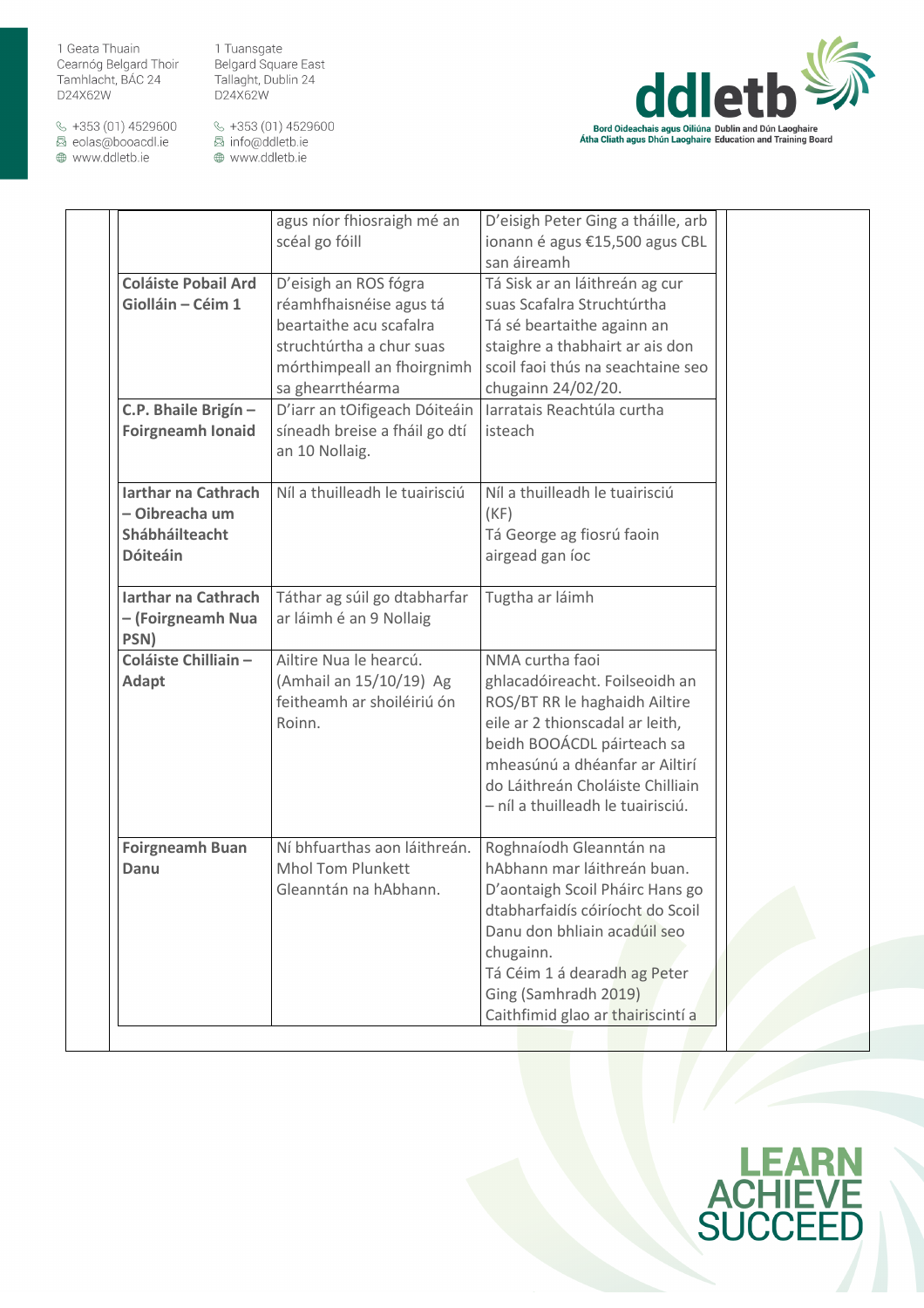| | | |
|---|---|---|
| | agus níor fhiosraigh mé an scéal go fóill | D'eisigh Peter Ging a tháille, arb ionann é agus €15,500 agus CBL san áireamh |
| **Coláiste Pobail Ard Giolláin – Céim 1** | D'eisigh an ROS fógra réamhfhaisnéise agus tá beartaithe acu scafalra struchtúrtha a chur suas mórthimpeall an fhoirgnimh sa ghearrthéarma | Tá Sisk ar an láithreán ag cur suas Scafalra Struchtúrtha<br>Tá sé beartaithe againn an staighre a thabhairt ar ais don scoil faoi thús na seachtaine seo chugainn 24/02/20. |
| **C.P. Bhaile Brigín – Foirgneamh Ionaid** | D'iarr an tOifigeach Dóiteáin síneadh breise a fháil go dtí an 10 Nollaig. | Iarratais Reachtúla curtha isteach |
| **Iarthar na Cathrach – Oibreacha um Shábháilteacht Dóiteáin** | Níl a thuilleadh le tuairisciú | Níl a thuilleadh le tuairisciú (KF)<br>Tá George ag fiosrú faoin airgead gan íoc |
| **Iarthar na Cathrach – (Foirgneamh Nua PSN)** | Táthar ag súil go dtabharfar ar láimh é an 9 Nollaig | Tugtha ar láimh |
| **Coláiste Chilliain – Adapt** | Ailtire Nua le hearcú. (Amhail an 15/10/19) Ag feitheamh ar shoiléiriú ón Roinn. | NMA curtha faoi ghlacadóireacht. Foilseoidh an ROS/BT RR le haghaidh Ailtire eile ar 2 thionscadal ar leith, beidh BOOÁCDL páirteach sa mheasúnú a dhéanfar ar Ailtirí do Láithreán Choláiste Chilliain – níl a thuilleadh le tuairisciú. |
| **Foirgneamh Buan Danu** | Ní bhfuarthas aon láithreán. Mhol Tom Plunkett Gleanntán na hAbhann. | Roghnaíodh Gleanntán na hAbhann mar láithreán buan. D'aontaigh Scoil Pháirc Hans go dtabharfaidís cóiríocht do Scoil Danu don bhliain acadúil seo chugainn.<br>Tá Céim 1 á dearadh ag Peter Ging (Samhradh 2019)<br>Caithfimid glao ar thairiscintí a |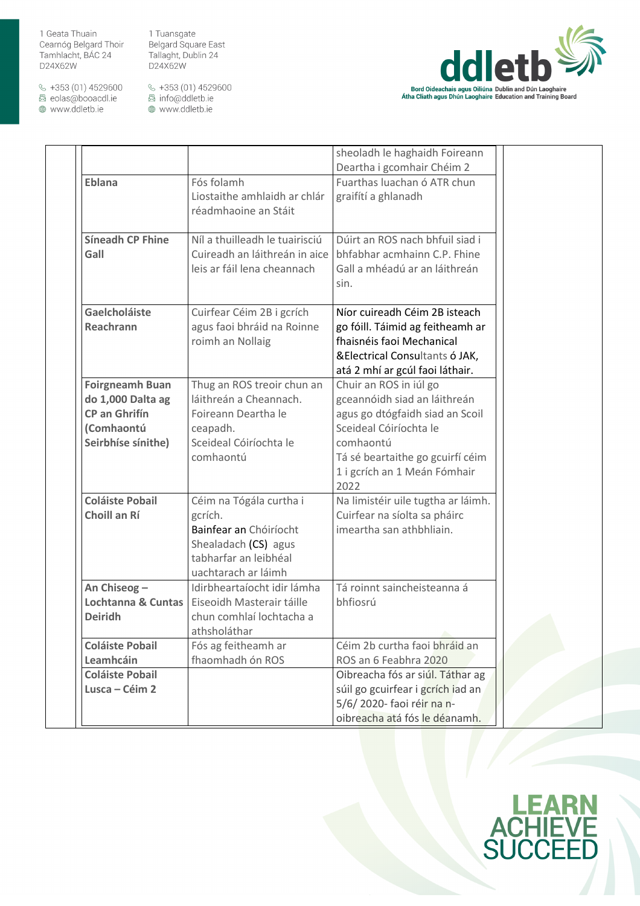| | | |
|---|---|---|
| | | sheoladh le haghaidh Foireann Deartha i gcomhair Chéim 2 |
| **Eblana** | Fós folamh<br>Liostaithe amhlaidh ar chlár réadmhaoine an Stáit | Fuarthas luachan ó ATR chun graifítí a ghlanadh |
| **Síneadh CP Fhine Gall** | Níl a thuilleadh le tuairisciú<br>Cuireadh an láithreán in aice leis ar fáil lena cheannach | Dúirt an ROS nach bhfuil siad i bhfabhar acmhainn C.P. Fhine Gall a mhéadú ar an láithreán sin. |
| **Gaelcholáiste Reachrann** | Cuirfear Céim 2B i gcrích agus faoi bhráid na Roinne roimh an Nollaig | Níor cuireadh Céim 2B isteach go fóill. Táimid ag feitheamh ar fhaisnéis faoi Mechanical &Electrical Consultants ó JAK, atá 2 mhí ar gcúl faoi láthair. |
| **Foirgneamh Buan do 1,000 Dalta ag CP an Ghrifín (Comhaontú Seirbhíse sínithe)** | Thug an ROS treoir chun an láithreán a Cheannach.<br>Foireann Deartha le ceapadh.<br>Sceideal Cóiríochta le comhaontú | Chuir an ROS in iúl go gceannóidh siad an láithreán agus go dtógfaidh siad an Scoil Sceideal Cóiríochta le comhaontú<br>Tá sé beartaithe go gcuirfí céim 1 i gcrích an 1 Meán Fómhair 2022 |
| **Coláiste Pobail Choill an Rí** | Céim na Tógála curtha i gcrích.<br>Bainfear an Chóiríocht Shealadach (CS) agus tabharfar an leibhéal uachtarach ar láimh | Na limistéir uile tugtha ar láimh. Cuirfear na síolta sa pháirc imeartha san athbhliain. |
| **An Chiseog – Lochtanna & Cuntas Deiridh** | Idirbheartaíocht idir lámha Eiseoidh Masterair táille chun comhlaí lochtacha a athsholáthar | Tá roinnt saincheisteanna á bhfiosrú |
| **Coláiste Pobail Leamhcáin** | Fós ag feitheamh ar fhaomhadh ón ROS | Céim 2b curtha faoi bhráid an ROS an 6 Feabhra 2020 |
| **Coláiste Pobail Lusca – Céim 2** | | Oibreacha fós ar siúl. Táthar ag súil go gcuirfear i gcrích iad an 5/6/ 2020- faoi réir na n-oibreacha atá fós le déanamh. |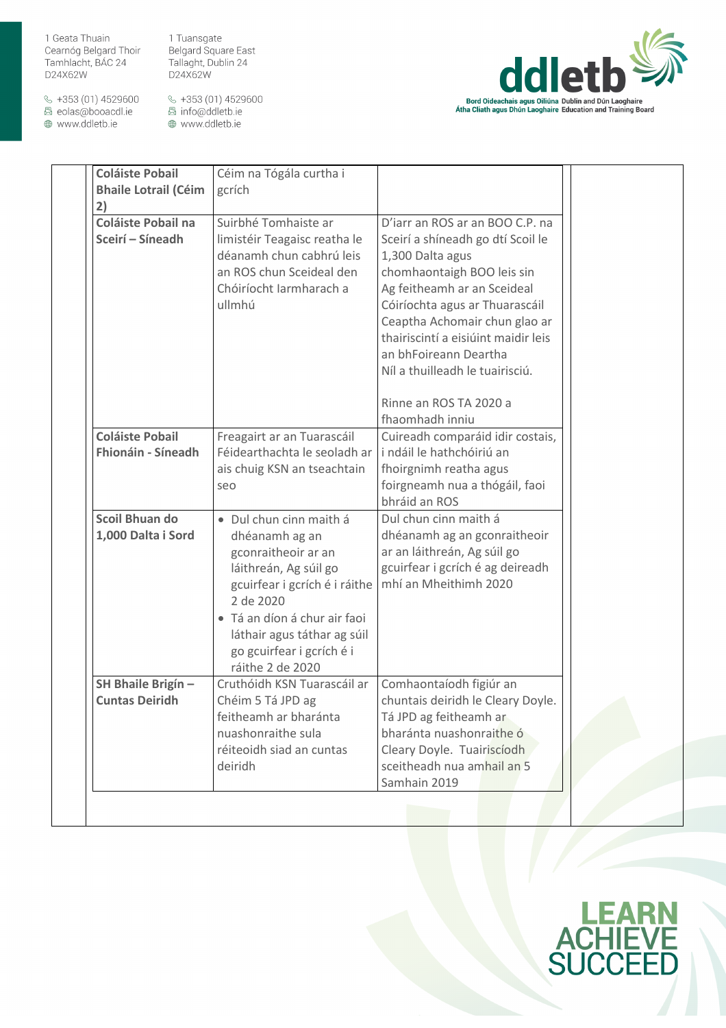| | | |
|---|---|---|
| **Coláiste Pobail Bhaile Lotrail (Céim 2)** | Céim na Tógála curtha i gcrích | |
| **Coláiste Pobail na Sceirí – Síneadh** | Suirbhé Tomhaiste ar limistéir Teagaisc reatha le déanamh chun cabhrú leis an ROS chun Sceideal den Chóiríocht Iarmharach a ullmhú | D'iarr an ROS ar an BOO C.P. na Sceirí a shíneadh go dtí Scoil le 1,300 Dalta agus chomhaontaigh BOO leis sin Ag feitheamh ar an Sceideal Cóiríochta agus ar Thuarascáil Ceaptha Achomair chun glao ar thairiscintí a eisiúint maidir leis an bhFoireann Deartha Níl a thuilleadh le tuairisciú.<br><br>Rinne an ROS TA 2020 a fhaomhadh inniu |
| **Coláiste Pobail Fhionáin - Síneadh** | Freagairt ar an Tuarascáil Féidearthachta le seoladh ar ais chuig KSN an tseachtain seo | Cuireadh comparáid idir costais, i ndáil le hathchóiriú an fhoirgnimh reatha agus foirgneamh nua a thógáil, faoi bhráid an ROS |
| **Scoil Bhuan do 1,000 Dalta i Sord** | • Dul chun cinn maith á dhéanamh ag an gconraitheoir ar an láithreán, Ag súil go gcuirfear i gcrích é i ráithe 2 de 2020<br>• Tá an díon á chur air faoi láthair agus táthar ag súil go gcuirfear i gcrích é i ráithe 2 de 2020 | Dul chun cinn maith á dhéanamh ag an gconraitheoir ar an láithreán, Ag súil go gcuirfear i gcrích é ag deireadh mhí an Mheithimh 2020 |
| **SH Bhaile Brigín – Cuntas Deiridh** | Cruthóidh KSN Tuarascáil ar Chéim 5 Tá JPD ag feitheamh ar bharánta nuashonraithe sula réiteoidh siad an cuntas deiridh | Comhaontaíodh figiúr an chuntais deiridh le Cleary Doyle. Tá JPD ag feitheamh ar bharánta nuashonraithe ó Cleary Doyle. Tuairiscíodh sceitheadh nua amhail an 5 Samhain 2019 |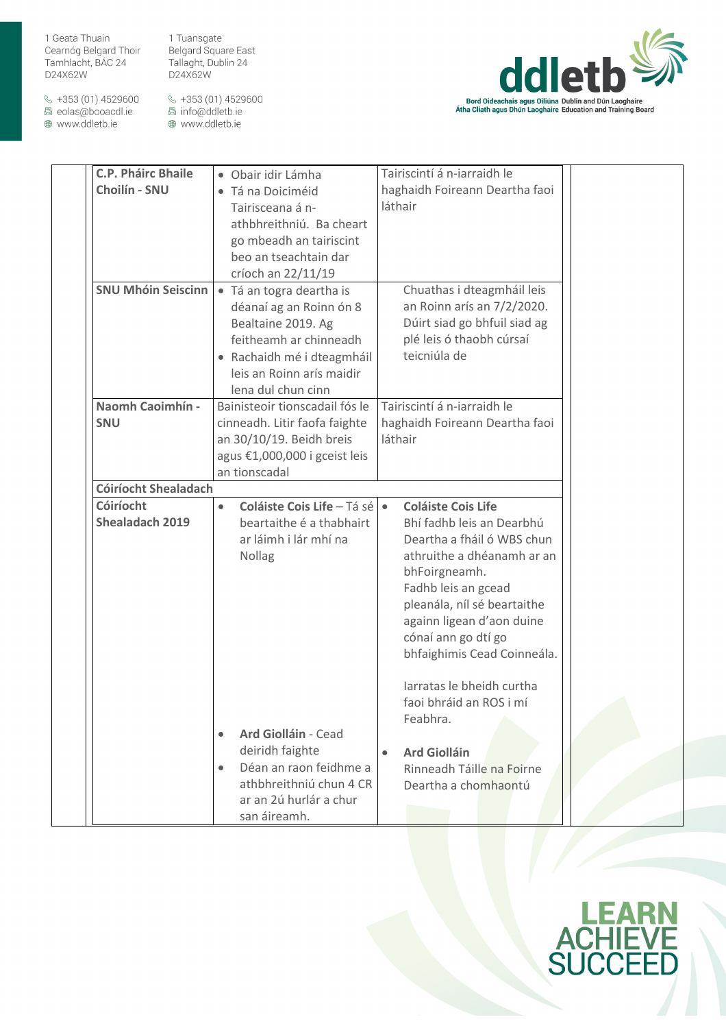| | | | | |
|---|---|---|---|---|
| | **C.P. Pháirc Bhaile Choilín - SNU** | • Obair idir Lámha<br>• Tá na Doiciméid Tairisceana á n-athbhreithniú. Ba cheart go mbeadh an tairiscint beo an tseachtain dar críoch an 22/11/19 | Tairiscintí á n-iarraidh le haghaidh Foireann Deartha faoi láthair | |
| | **SNU Mhóin Seiscinn** | • Tá an togra deartha is déanaí ag an Roinn ón 8 Bealtaine 2019. Ag feitheamh ar chinneadh<br>• Rachaidh mé i dteagmháil leis an Roinn arís maidir lena dul chun cinn | Chuathas i dteagmháil leis an Roinn arís an 7/2/2020. Dúirt siad go bhfuil siad ag plé leis ó thaobh cúrsaí teicniúla de | |
| | **Naomh Caoimhín - SNU** | Bainisteoir tionscadail fós le cinneadh. Litir faofa faighte an 30/10/19. Beidh breis agus €1,000,000 i gceist leis an tionscadal | Tairiscintí á n-iarraidh le haghaidh Foireann Deartha faoi láthair | |
| | **Cóiríocht Shealadach** | | | |
| | **Cóiríocht Shealadach 2019** | • **Coláiste Cois Life** – Tá sé beartaithe é a thabhairt ar láimh i lár mhí na Nollag<br>• **Ard Giolláin** - Cead deiridh faighte<br>• Déan an raon feidhme a athbhreithniú chun 4 CR ar an 2ú hurlár a chur san áireamh. | • **Coláiste Cois Life** Bhí fadhb leis an Dearbhú Deartha a fháil ó WBS chun athruithe a dhéanamh ar an bhFoirgneamh. Fadhb leis an gcead pleanála, níl sé beartaithe againn ligean d'aon duine cónaí ann go dtí go bhfaighimis Cead Coinneála.<br><br>Iarratas le bheidh curtha faoi bhráid an ROS i mí Feabhra.<br>• **Ard Giolláin** Rinneadh Táille na Foirne Deartha a chomhaontú | |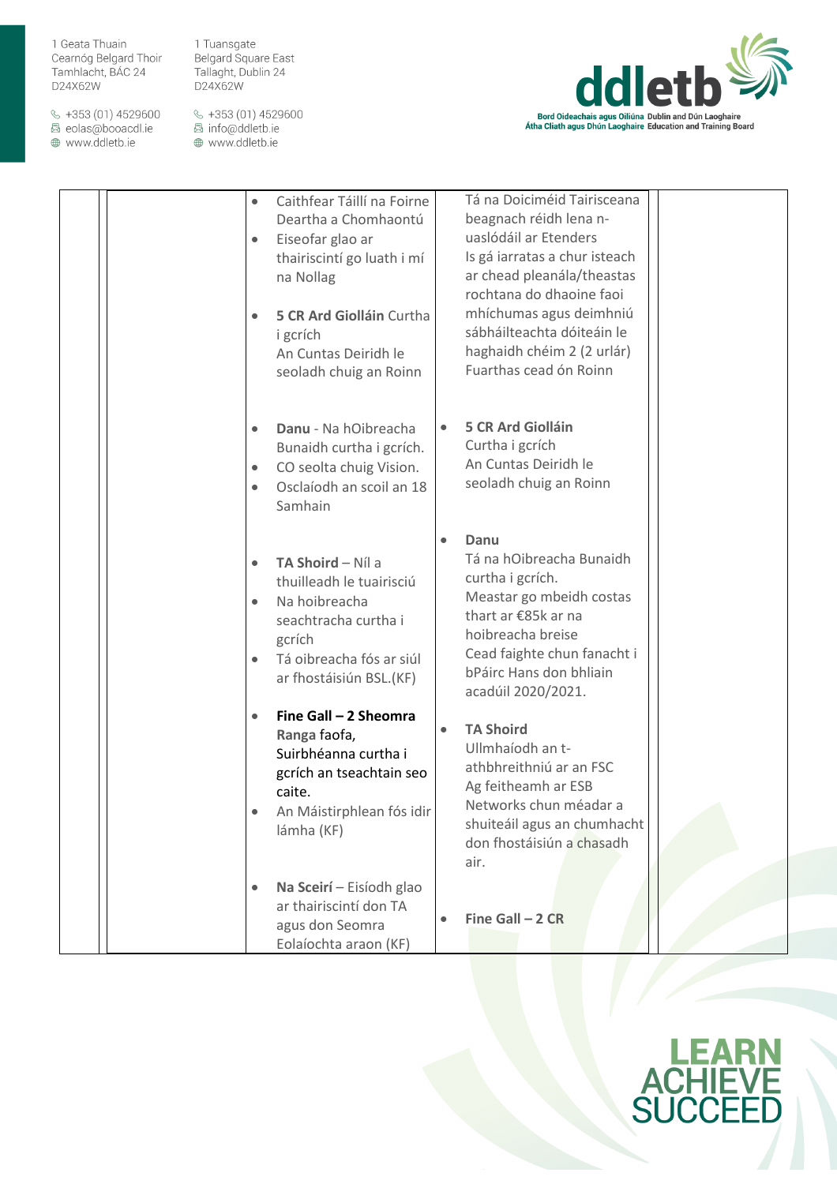| | | | | |
|---|---|---|---|---|
| | | • Caithfear Táillí na Foirne Deartha a Chomhaontú<br>• Eiseofar glao ar thairiscintí go luath i mí na Nollag<br><br>• **5 CR Ard Giolláin** Curtha i gcrích<br>An Cuntas Deiridh le seoladh chuig an Roinn<br><br>• **Danu** - Na hOibreacha Bunaidh curtha i gcrích.<br>• CO seolta chuig Vision.<br>• Osclaíodh an scoil an 18 Samhain<br><br>• **TA Shoird** – Níl a thuilleadh le tuairisciú<br>• Na hoibreacha seachtracha curtha i gcrích<br>• Tá oibreacha fós ar siúl ar fhostáisiún BSL.(KF)<br><br>• **Fine Gall – 2 Sheomra Ranga** faofa, Suirbhéanna curtha i gcrích an tseachtain seo caite.<br>• An Máistirphlean fós idir lámha (KF)<br><br>• **Na Sceirí** – Eisíodh glao ar thairiscintí don TA agus don Seomra Eolaíochta araon (KF) | Tá na Doiciméid Tairisceana beagnach réidh lena n-uaslódáil ar Etenders<br>Is gá iarratas a chur isteach ar chead pleanála/theastas rochtana do dhaoine faoi mhíchumas agus deimhniú sábháilteachta dóiteáin le haghaidh chéim 2 (2 urlár)<br>Fuarthas cead ón Roinn<br><br>• **5 CR Ard Giolláin**<br>Curtha i gcrích<br>An Cuntas Deiridh le seoladh chuig an Roinn<br><br>• **Danu**<br>Tá na hOibreacha Bunaidh curtha i gcrích.<br>Meastar go mbeidh costas thart ar €85k ar na hoibreacha breise<br>Cead faighte chun fanacht i bPáirc Hans don bhliain acadúil 2020/2021.<br><br>• **TA Shoird**<br>Ullmhaíodh an t-athbhreithniú ar an FSC<br>Ag feitheamh ar ESB Networks chun méadar a shuiteáil agus an chumhacht don fhostáisiún a chasadh air.<br><br>• **Fine Gall – 2 CR** | |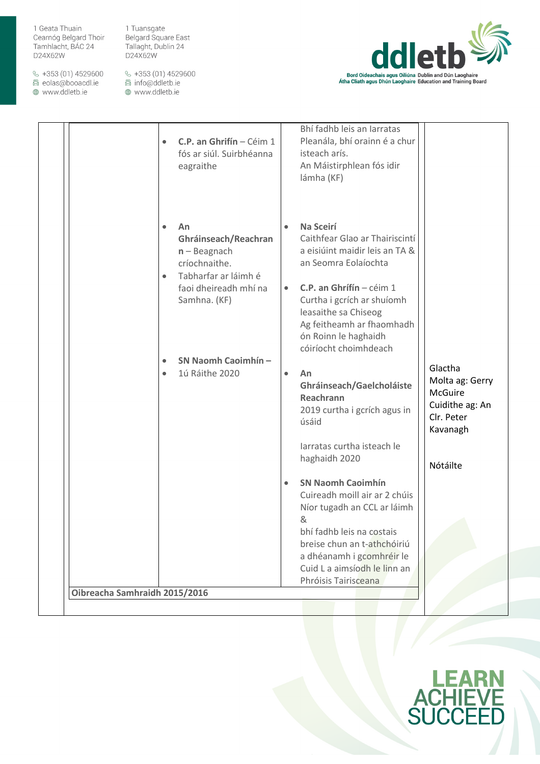| | | | | |
|---|---|---|---|---|
| | | • **C.P. an Ghrifín** – Céim 1 fós ar siúl. Suirbhéanna eagraithe<br><br>• **An Ghráinseach/Reachrann** – Beagnach críochnaithe.<br>• Tabharfar ar láimh é faoi dheireadh mhí na Samhna. (KF)<br><br>• **SN Naomh Caoimhín** –<br>• 1ú Ráithe 2020 | Bhí fadhb leis an Iarratas Pleanála, bhí orainn é a chur isteach arís.<br>An Máistirphlean fós idir lámha (KF)<br><br>• **Na Sceirí**<br>Caithfear Glao ar Thairiscintí a eisiúint maidir leis an TA & an Seomra Eolaíochta<br><br>• **C.P. an Ghrífín** – céim 1<br>Curtha i gcrích ar shuíomh leasaithe sa Chiseog<br>Ag feitheamh ar fhaomhadh ón Roinn le haghaidh cóiríocht choimhdeach<br><br>• **An Ghráinseach/Gaelcholáiste Reachrann**<br>2019 curtha i gcrích agus in úsáid<br><br>Iarratas curtha isteach le haghaidh 2020<br><br>• **SN Naomh Caoimhín**<br>Cuireadh moill air ar 2 chúis<br>Níor tugadh an CCL ar láimh<br>&<br>bhí fadhb leis na costais breise chun an t-athchóiriú a dhéanamh i gcomhréir le Cuid L a aimsíodh le linn an Phróisis Tairisceana | Glactha<br>Molta ag: Gerry McGuire<br>Cuidithe ag: An Clr. Peter Kavanagh<br><br>Nótáilte |
| | **Oibreacha Samhraidh 2015/2016** | | | |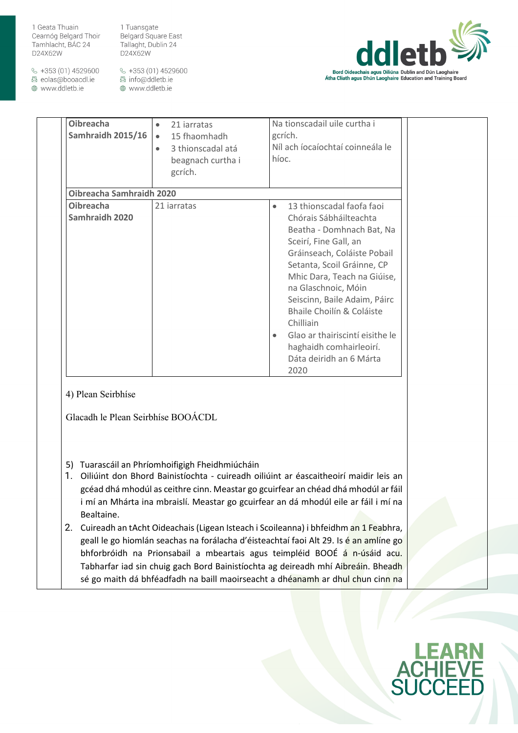| | | |
|---|---|---|
| **Oibreacha Samhraidh 2015/16** | • 21 iarratas<br>• 15 fhaomhadh<br>• 3 thionscadal atá beagnach curtha i gcrích. | Na tionscadail uile curtha i gcrích.<br>Níl ach íocaíochtaí coinneála le híoc. |
| **Oibreacha Samhraidh 2020** | | |
| **Oibreacha Samhraidh 2020** | 21 iarratas | • 13 thionscadal faofa faoi Chórais Sábháilteachta Beatha - Domhnach Bat, Na Sceirí, Fine Gall, an Gráinseach, Coláiste Pobail Setanta, Scoil Gráinne, CP Mhic Dara, Teach na Giúise, na Glaschnoic, Móin Seiscinn, Baile Adaim, Páirc Bhaile Choilín & Coláiste Chilliain<br>• Glao ar thairiscintí eisithe le haghaidh comhairleoirí. Dáta deiridh an 6 Márta 2020 |

4) Plean Seirbhíse

Glacadh le Plean Seirbhíse BOOÁCDL

5) Tuarascáil an Phríomhoifigigh Fheidhmiúcháin

1. Oiliúint don Bhord Bainistíochta - cuireadh oiliúint ar éascaitheoirí maidir leis an gcéad dhá mhodúl as ceithre cinn. Meastar go gcuirfear an chéad dhá mhodúl ar fáil i mí an Mhárta ina mbraislí. Meastar go gcuirfear an dá mhodúl eile ar fáil i mí na Bealtaine.
2. Cuireadh an tAcht Oideachais (Ligean Isteach i Scoileanna) i bhfeidhm an 1 Feabhra, geall le go hiomlán seachas na forálacha d'éisteachtaí faoi Alt 29. Is é an amlíne go bhforbróidh na Prionsabail a mbeartais agus teimpléid BOOÉ á n-úsáid acu. Tabharfar iad sin chuig gach Bord Bainistíochta ag deireadh mhí Aibreáin. Bheadh sé go maith dá bhféadfadh na baill maoirseacht a dhéanamh ar dhul chun cinn na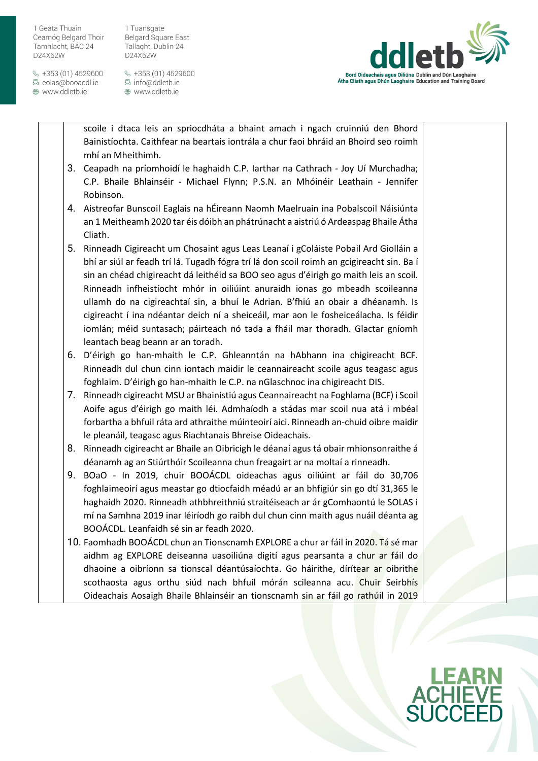scoile i dtaca leis an spriocdháta a bhaint amach i ngach cruinniú den Bhord Bainistíochta. Caithfear na beartais iontrála a chur faoi bhráid an Bhoird seo roimh mhí an Mheithimh.

3. Ceapadh na príomhoidí le haghaidh C.P. Iarthar na Cathrach - Joy Uí Murchadha; C.P. Bhaile Bhlainséir - Michael Flynn; P.S.N. an Mhóinéir Leathain - Jennifer Robinson.
4. Aistreofar Bunscoil Eaglais na hÉireann Naomh Maelruain ina Pobalscoil Náisiúnta an 1 Meitheamh 2020 tar éis dóibh an phátrúnacht a aistriú ó Ardeaspag Bhaile Átha Cliath.
5. Rinneadh Cigireacht um Chosaint agus Leas Leanaí i gColáiste Pobail Ard Giolláin a bhí ar siúl ar feadh trí lá. Tugadh fógra trí lá don scoil roimh an gcigireacht sin. Ba í sin an chéad chigireacht dá leithéid sa BOO seo agus d'éirigh go maith leis an scoil. Rinneadh infheistíocht mhór in oiliúint anuraidh ionas go mbeadh scoileanna ullamh do na cigireachtaí sin, a bhuí le Adrian. B'fhiú an obair a dhéanamh. Is cigireacht í ina ndéantar deich ní a sheiceáil, mar aon le fosheiceálacha. Is féidir iomlán; méid suntasach; páirteach nó tada a fháil mar thoradh. Glactar gníomh leantach beag beann ar an toradh.
6. D'éirigh go han-mhaith le C.P. Ghleanntán na hAbhann ina chigireacht BCF. Rinneadh dul chun cinn iontach maidir le ceannaireacht scoile agus teagasc agus foghlaim. D'éirigh go han-mhaith le C.P. na nGlaschnoc ina chigireacht DIS.
7. Rinneadh cigireacht MSU ar Bhainistiú agus Ceannaireacht na Foghlama (BCF) i Scoil Aoife agus d'éirigh go maith léi. Admhaíodh a stádas mar scoil nua atá i mbéal forbartha a bhfuil ráta ard athraithe múinteoirí aici. Rinneadh an-chuid oibre maidir le pleanáil, teagasc agus Riachtanais Bhreise Oideachais.
8. Rinneadh cigireacht ar Bhaile an Oibricigh le déanaí agus tá obair mhionsonraithe á déanamh ag an Stiúrthóir Scoileanna chun freagairt ar na moltaí a rinneadh.
9. BOaO - In 2019, chuir BOOÁCDL oideachas agus oiliúint ar fáil do 30,706 foghlaimeoirí agus meastar go dtiocfaidh méadú ar an bhfigiúr sin go dtí 31,365 le haghaidh 2020. Rinneadh athbhreithniú straitéiseach ar ár gComhaontú le SOLAS i mí na Samhna 2019 inar léiríodh go raibh dul chun cinn maith agus nuáil déanta ag BOOÁCDL. Leanfaidh sé sin ar feadh 2020.
10. Faomhadh BOOÁCDL chun an Tionscnamh EXPLORE a chur ar fáil in 2020. Tá sé mar aidhm ag EXPLORE deiseanna uasoiliúna digití agus pearsanta a chur ar fáil do dhaoine a oibríonn sa tionscal déantúsaíochta. Go háirithe, dírítear ar oibrithe scothaosta agus orthu siúd nach bhfuil mórán scileanna acu. Chuir Seirbhís Oideachais Aosaigh Bhaile Bhlainséir an tionscnamh sin ar fáil go rathúil in 2019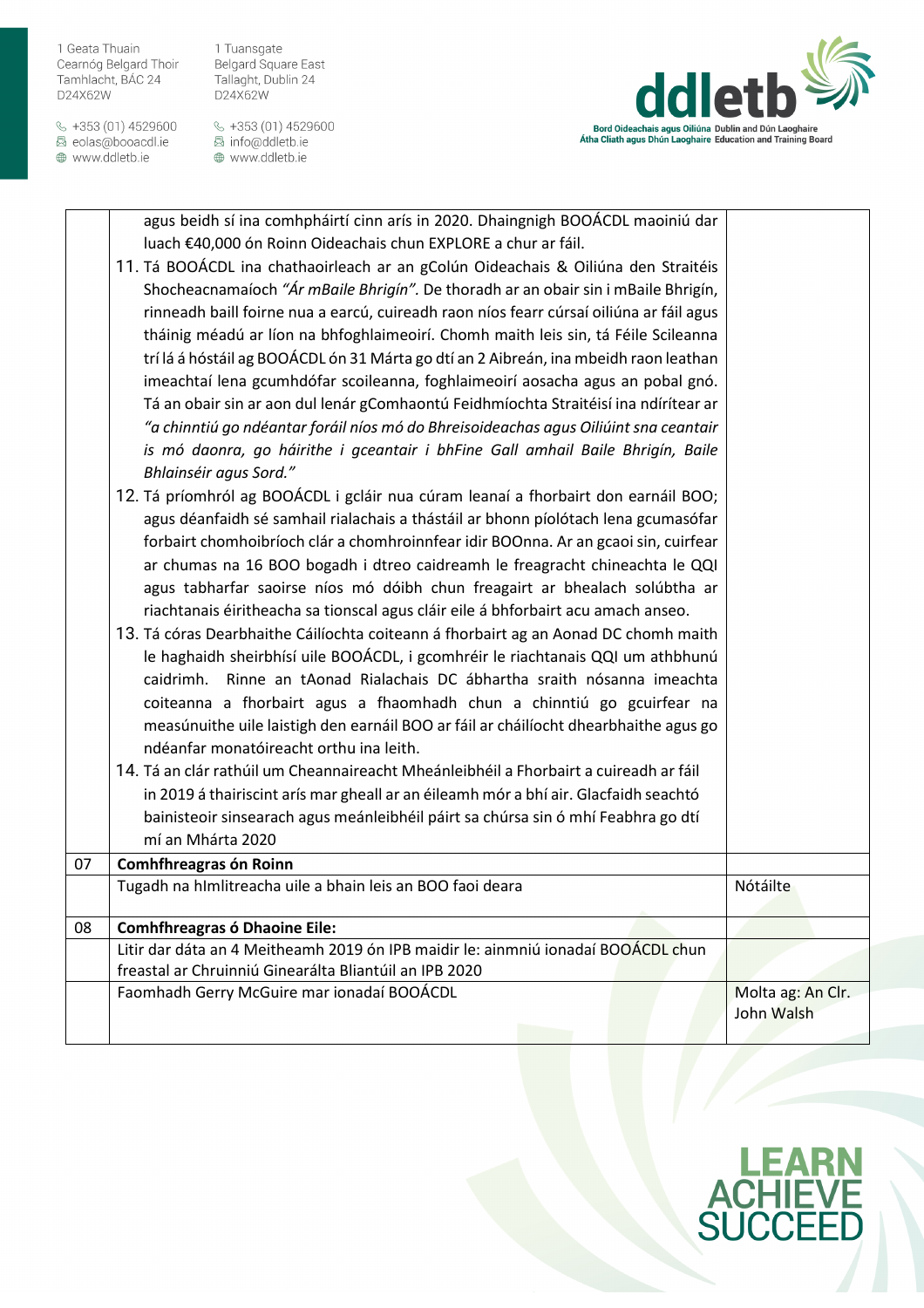| | | |
|---|---|---|
| | agus beidh sí ina comhpháirtí cinn arís in 2020. Dhaingnigh BOOÁCDL maoiniú dar luach €40,000 ón Roinn Oideachais chun EXPLORE a chur ar fáil.<br>11. Tá BOOÁCDL ina chathaoirleach ar an gColún Oideachais & Oiliúna den Straitéis Shocheacnamaíoch *"Ár mBaile Bhrigín"*. De thoradh ar an obair sin i mBaile Bhrigín, rinneadh baill foirne nua a earcú, cuireadh raon níos fearr cúrsaí oiliúna ar fáil agus tháinig méadú ar líon na bhfoghlaimeoirí. Chomh maith leis sin, tá Féile Scileanna trí lá á hóstáil ag BOOÁCDL ón 31 Márta go dtí an 2 Aibreán, ina mbeidh raon leathan imeachtaí lena gcumhdófar scoileanna, foghlaimeoirí aosacha agus an pobal gnó. Tá an obair sin ar aon dul lenár gComhaontú Feidhmíochta Straitéisí ina ndírítear ar *"a chinntiú go ndéantar foráil níos mó do Bhreisoideachas agus Oiliúint sna ceantair is mó daonra, go háirithe i gceantair i bhFine Gall amhail Baile Bhrigín, Baile Bhlainséir agus Sord."*<br>12. Tá príomhról ag BOOÁCDL i gcláir nua cúram leanaí a fhorbairt don earnáil BOO; agus déanfaidh sé samhail rialachais a thástáil ar bhonn píolótach lena gcumasófar forbairt chomhoibríoch clár a chomhroinnfear idir BOOnna. Ar an gcaoi sin, cuirfear ar chumas na 16 BOO bogadh i dtreo caidreamh le freagracht chineachta le QQI agus tabharfar saoirse níos mó dóibh chun freagairt ar bhealach solúbtha ar riachtanais éiritheacha sa tionscal agus cláir eile á bhforbairt acu amach anseo.<br>13. Tá córas Dearbhaithe Cáilíochta coiteann á fhorbairt ag an Aonad DC chomh maith le haghaidh sheirbhísí uile BOOÁCDL, i gcomhréir le riachtanais QQI um athbhunú caidrimh. Rinne an tAonad Rialachais DC ábhartha sraith nósanna imeachta coiteanna a fhorbairt agus a fhaomhadh chun a chinntiú go gcuirfear na measúnuithe uile laistigh den earnáil BOO ar fáil ar cháilíocht dhearbhaithe agus go ndéanfar monatóireacht orthu ina leith.<br>14. Tá an clár rathúil um Cheannaireacht Mheánleibhéil a Fhorbairt a cuireadh ar fáil in 2019 á thairiscint arís mar gheall ar an éileamh mór a bhí air. Glacfaidh seachtó bainisteoir sinsearach agus meánleibhéil páirt sa chúrsa sin ó mhí Feabhra go dtí mí an Mhárta 2020 | |
| 07 | **Comhfhreagras ón Roinn** | |
| | Tugadh na hlmlitreacha uile a bhain leis an BOO faoi deara | Nótáilte |
| 08 | **Comhfhreagras ó Dhaoine Eile:** | |
| | Litir dar dáta an 4 Meitheamh 2019 ón IPB maidir le: ainmniú ionadaí BOOÁCDL chun freastal ar Chruinniú Ginearálta Bliantúil an IPB 2020 | |
| | Faomhadh Gerry McGuire mar ionadaí BOOÁCDL | Molta ag: An Clr. John Walsh |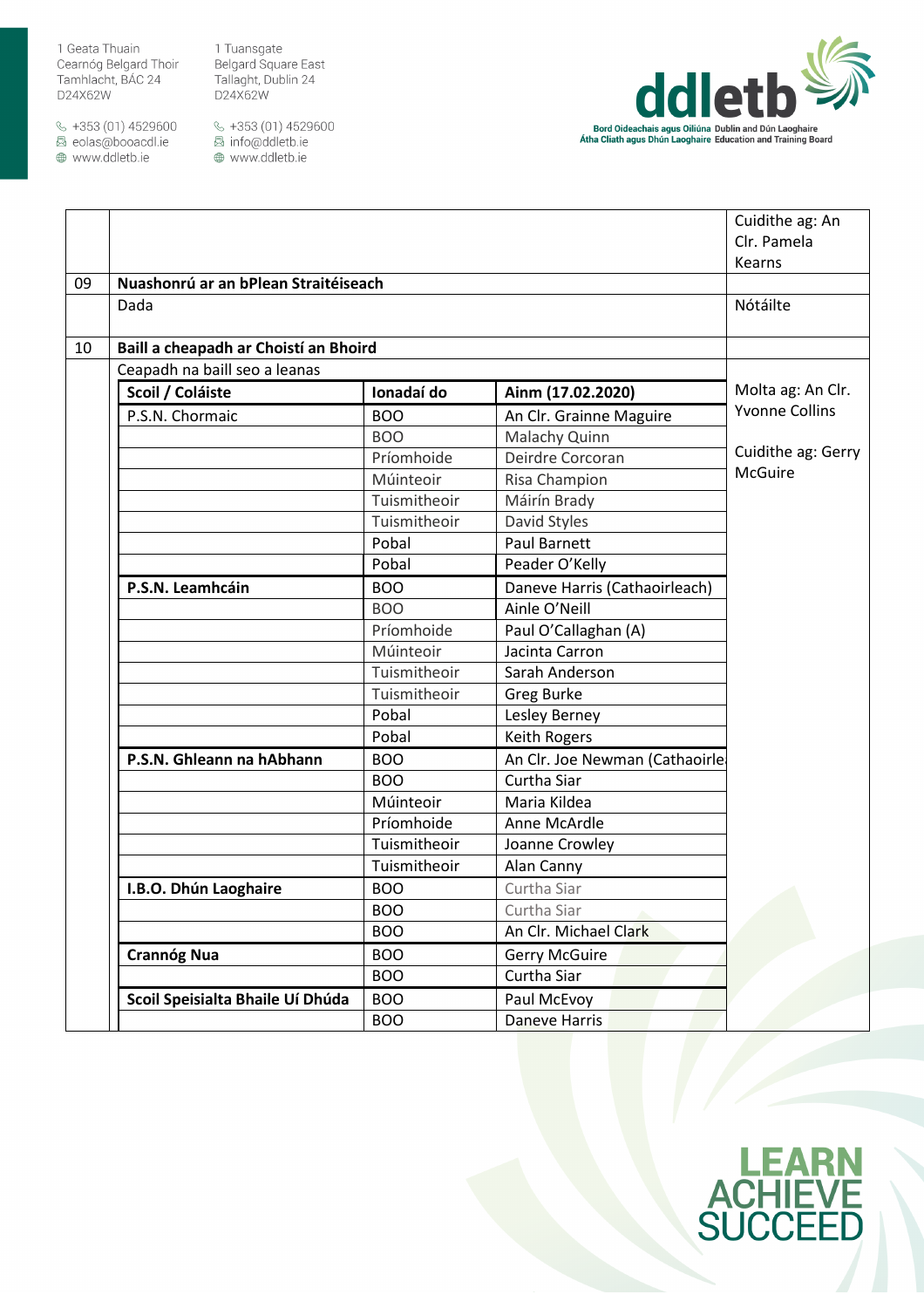| | | |
|---|---|---|
| | | Cuidithe ag: An Clr. Pamela Kearns |
| 09 | **Nuashonrú ar an bPlean Straitéiseach** | |
| | Dada | Nótáilte |
| 10 | **Baill a cheapadh ar Choistí an Bhoird** | |
| | Ceapadh na baill seo a leanas | Molta ag: An Clr. Yvonne Collins<br><br>Cuidithe ag: Gerry McGuire |

| **Scoil / Coláiste** | **Ionadaí do** | **Ainm (17.02.2020)** |
|---|---|---|
| P.S.N. Chormaic | BOO | An Clr. Grainne Maguire |
| | BOO | Malachy Quinn |
| | Príomhoide | Deirdre Corcoran |
| | Múinteoir | Risa Champion |
| | Tuismitheoir | Máirín Brady |
| | Tuismitheoir | David Styles |
| | Pobal | Paul Barnett |
| | Pobal | Peader O'Kelly |
| **P.S.N. Leamhcáin** | BOO | Daneve Harris (Cathaoirleach) |
| | BOO | Ainle O'Neill |
| | Príomhoide | Paul O'Callaghan (A) |
| | Múinteoir | Jacinta Carron |
| | Tuismitheoir | Sarah Anderson |
| | Tuismitheoir | Greg Burke |
| | Pobal | Lesley Berney |
| | Pobal | Keith Rogers |
| **P.S.N. Ghleann na hAbhann** | BOO | An Clr. Joe Newman (Cathaoirle |
| | BOO | Curtha Siar |
| | Múinteoir | Maria Kildea |
| | Príomhoide | Anne McArdle |
| | Tuismitheoir | Joanne Crowley |
| | Tuismitheoir | Alan Canny |
| **I.B.O. Dhún Laoghaire** | BOO | Curtha Siar |
| | BOO | Curtha Siar |
| | BOO | An Clr. Michael Clark |
| **Crannóg Nua** | BOO | Gerry McGuire |
| | BOO | Curtha Siar |
| **Scoil Speisialta Bhaile Uí Dhúda** | BOO | Paul McEvoy |
| | BOO | Daneve Harris |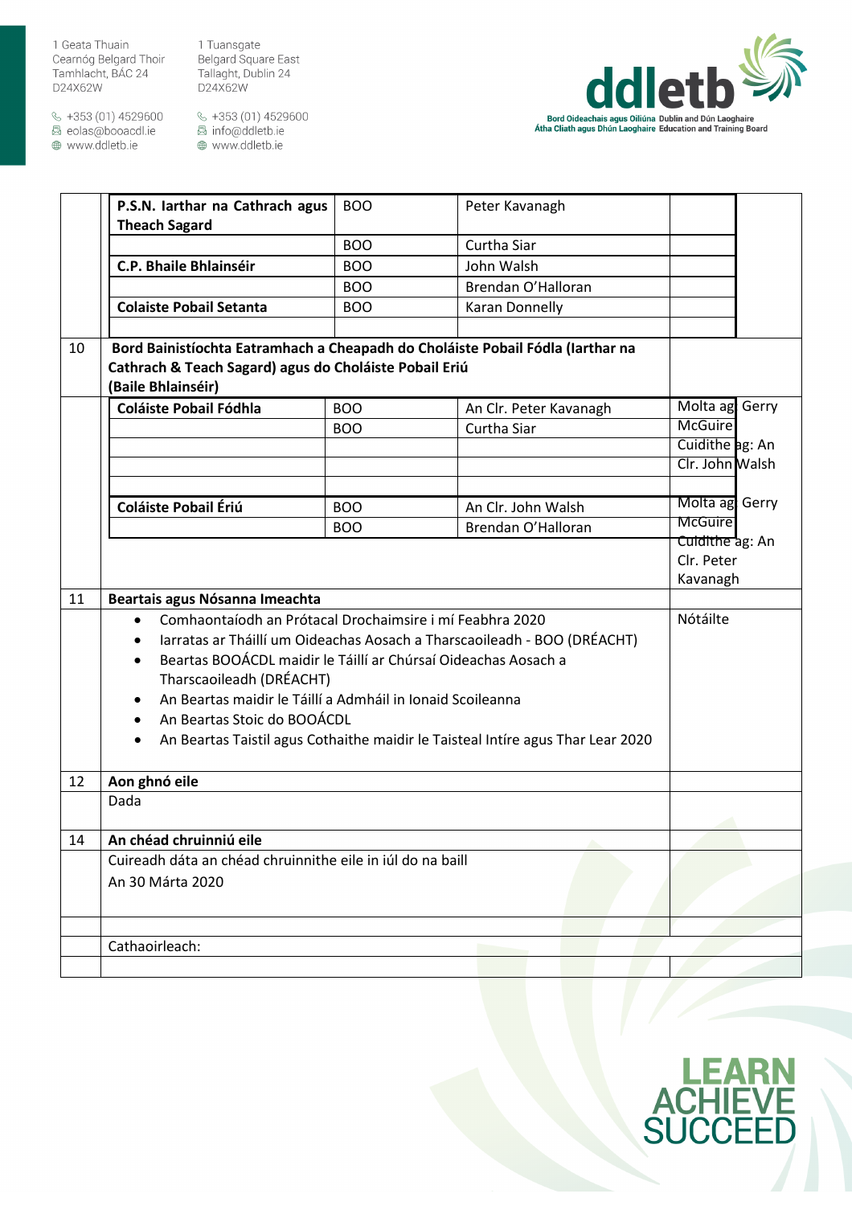| | | | | |
|---|---|---|---|---|
| | **P.S.N. Iarthar na Cathrach agus Theach Sagard** | BOO | Peter Kavanagh | |
| | | BOO | Curtha Siar | |
| | **C.P. Bhaile Bhlainséir** | BOO | John Walsh | |
| | | BOO | Brendan O'Halloran | |
| | **Colaiste Pobail Setanta** | BOO | Karan Donnelly | |
| | | | | |
| 10 | **Bord Bainistíochta Eatramhach a Cheapadh do Choláiste Pobail Fódla (Iarthar na Cathrach & Teach Sagard) agus do Choláiste Pobail Eriú (Baile Bhlainséir)** | | | |
| | **Coláiste Pobail Fódhla** | BOO | An Clr. Peter Kavanagh | Molta ag Gerry McGuire<br>Cuidithe ag: An Clr. John Walsh |
| | | BOO | Curtha Siar | |
| | **Coláiste Pobail Ériú** | BOO | An Clr. John Walsh | Molta ag Gerry McGuire<br>Cuidithe ag: An Clr. Peter Kavanagh |
| | | BOO | Brendan O'Halloran | |
| 11 | **Beartais agus Nósanna Imeachta** | | | |
| | • Comhaontaíodh an Prótacal Drochaimsire i mí Feabhra 2020<br>• Iarratas ar Tháillí um Oideachas Aosach a Tharscaoileadh - BOO (DRÉACHT)<br>• Beartas BOOÁCDL maidir le Táillí ar Chúrsaí Oideachas Aosach a Tharscaoileadh (DRÉACHT)<br>• An Beartas maidir le Táillí a Admháil in Ionaid Scoileanna<br>• An Beartas Stoic do BOOÁCDL<br>• An Beartas Taistil agus Cothaithe maidir le Taisteal Intíre agus Thar Lear 2020 | | | Nótáilte |
| 12 | **Aon ghnó eile** | | | |
| | Dada | | | |
| 14 | **An chéad chruinniú eile** | | | |
| | Cuireadh dáta an chéad chruinnithe eile in iúl do na baill<br>An 30 Márta 2020 | | | |
| | | | | |
| | Cathaoirleach: | | | |
| | | | | |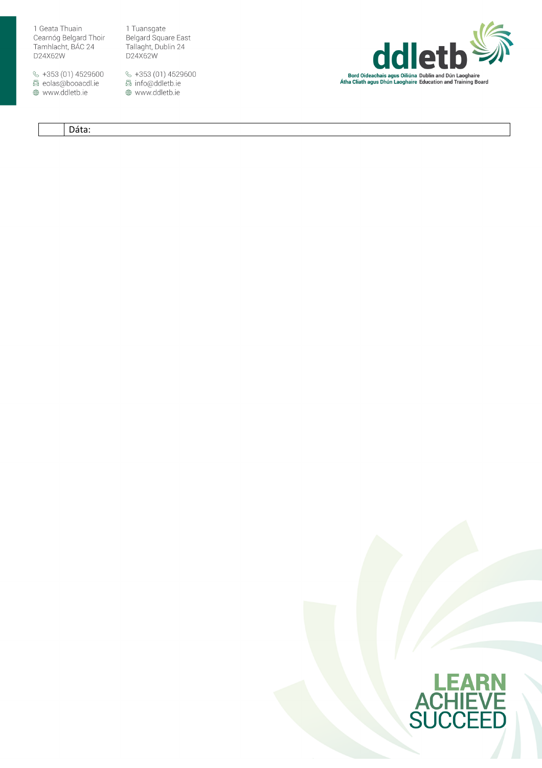1 Geata Thuain
Cearnóg Belgard Thoir
Tamhlacht, BÁC 24
D24X62W

+353 (01) 4529600
eolas@booacdl.ie
www.ddletb.ie

1 Tuansgate
Belgard Square East
Tallaght, Dublin 24
D24X62W

+353 (01) 4529600
info@ddletb.ie
www.ddletb.ie

ddletb
Bord Oideachais agus Oiliúna Átha Cliath agus Dhún Laoghaire
Dublin and Dún Laoghaire Education and Training Board

| | |
|---|---|
| | Dáta: |

LEARN
ACHIEVE
SUCCEED